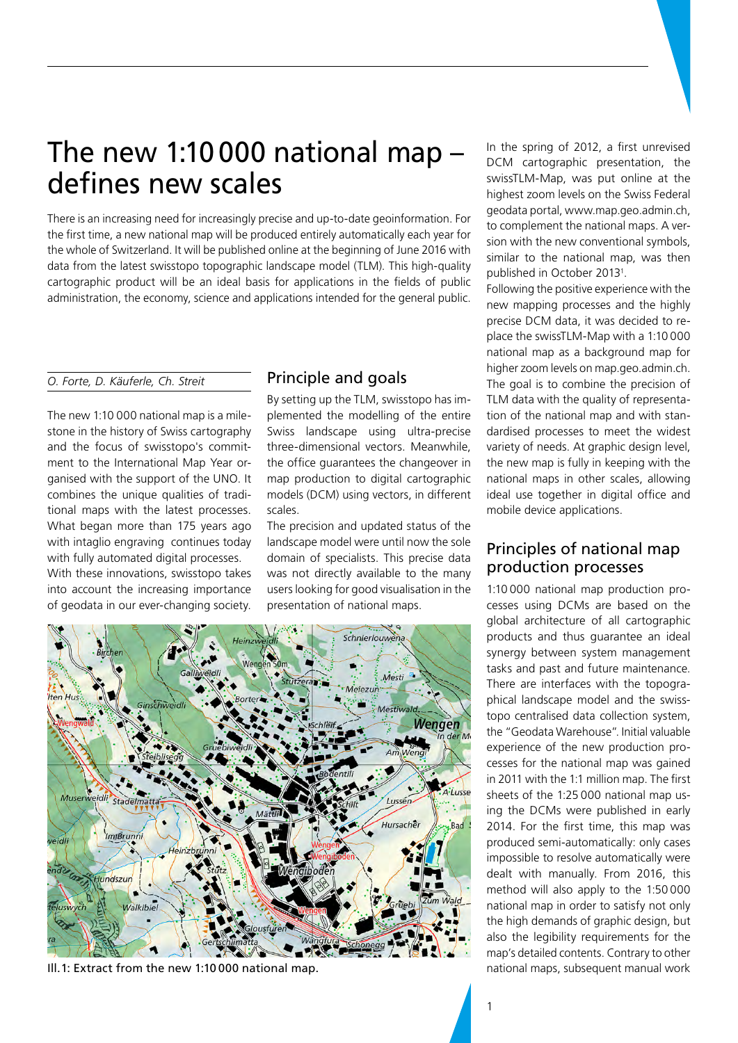# The new 1:10 000 national map – defines new scales

There is an increasing need for increasingly precise and up-to-date geoinformation. For the first time, a new national map will be produced entirely automatically each year for the whole of Switzerland. It will be published online at the beginning of June 2016 with data from the latest swisstopo topographic landscape model (TLM). This high-quality cartographic product will be an ideal basis for applications in the fields of public administration, the economy, science and applications intended for the general public.

*O. Forte, D. Käuferle, Ch. Streit*

The new 1:10 000 national map is a milestone in the history of Swiss cartography and the focus of swisstopo's commitment to the International Map Year organised with the support of the UNO. It combines the unique qualities of traditional maps with the latest processes. What began more than 175 years ago with intaglio engraving continues today with fully automated digital processes.
With these innovations, swisstopo takes into account the increasing importance of geodata in our ever-changing society.

## Principle and goals

By setting up the TLM, swisstopo has implemented the modelling of the entire Swiss landscape using ultra-precise three-dimensional vectors. Meanwhile, the office guarantees the changeover in map production to digital cartographic models (DCM) using vectors, in different scales.
The precision and updated status of the landscape model were until now the sole domain of specialists. This precise data was not directly available to the many users looking for good visualisation in the presentation of national maps.

Ill.1: Extract from the new 1:10 000 national map.

In the spring of 2012, a first unrevised DCM cartographic presentation, the swissTLM-Map, was put online at the highest zoom levels on the Swiss Federal geodata portal, www.map.geo.admin.ch, to complement the national maps. A version with the new conventional symbols, similar to the national map, was then published in October 2013[1].
Following the positive experience with the new mapping processes and the highly precise DCM data, it was decided to replace the swissTLM-Map with a 1:10 000 national map as a background map for higher zoom levels on map.geo.admin.ch. The goal is to combine the precision of TLM data with the quality of representation of the national map and with standardised processes to meet the widest variety of needs. At graphic design level, the new map is fully in keeping with the national maps in other scales, allowing ideal use together in digital office and mobile device applications.

## Principles of national map production processes

1:10 000 national map production processes using DCMs are based on the global architecture of all cartographic products and thus guarantee an ideal synergy between system management tasks and past and future maintenance. There are interfaces with the topographical landscape model and the swisstopo centralised data collection system, the "Geodata Warehouse". Initial valuable experience of the new production processes for the national map was gained in 2011 with the 1:1 million map. The first sheets of the 1:25 000 national map using the DCMs were published in early 2014. For the first time, this map was produced semi-automatically: only cases impossible to resolve automatically were dealt with manually. From 2016, this method will also apply to the 1:50 000 national map in order to satisfy not only the high demands of graphic design, but also the legibility requirements for the map's detailed contents. Contrary to other national maps, subsequent manual work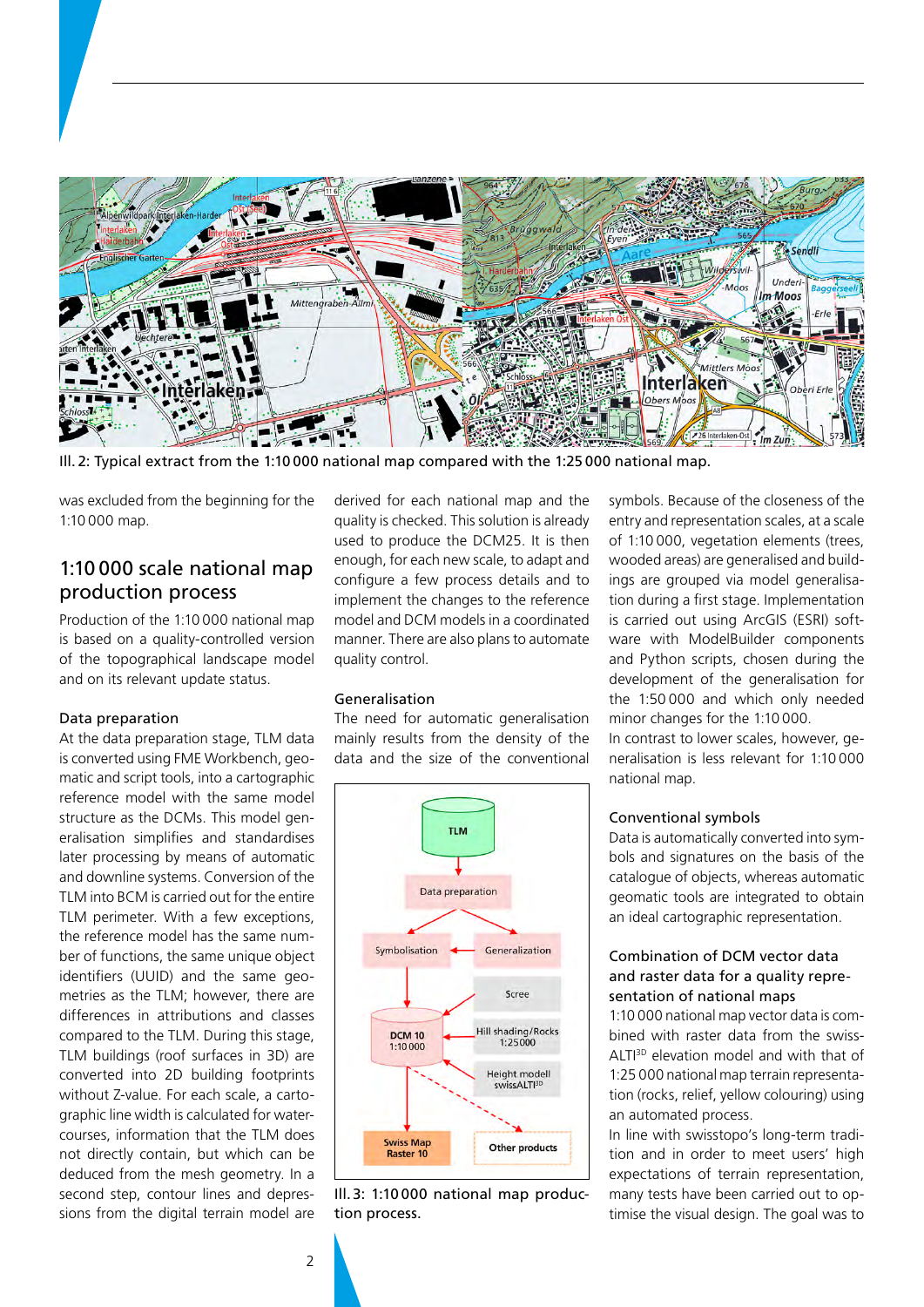Ill. 2: Typical extract from the 1:10 000 national map compared with the 1:25 000 national map.

was excluded from the beginning for the 1:10 000 map.

## 1:10 000 scale national map production process

Production of the 1:10 000 national map is based on a quality-controlled version of the topographical landscape model and on its relevant update status.

### Data preparation

At the data preparation stage, TLM data is converted using FME Workbench, geomatic and script tools, into a cartographic reference model with the same model structure as the DCMs. This model generalisation simplifies and standardises later processing by means of automatic and downline systems. Conversion of the TLM into BCM is carried out for the entire TLM perimeter. With a few exceptions, the reference model has the same number of functions, the same unique object identifiers (UUID) and the same geometries as the TLM; however, there are differences in attributions and classes compared to the TLM. During this stage, TLM buildings (roof surfaces in 3D) are converted into 2D building footprints without Z-value. For each scale, a cartographic line width is calculated for watercourses, information that the TLM does not directly contain, but which can be deduced from the mesh geometry. In a second step, contour lines and depressions from the digital terrain model are derived for each national map and the quality is checked. This solution is already used to produce the DCM25. It is then enough, for each new scale, to adapt and configure a few process details and to implement the changes to the reference model and DCM models in a coordinated manner. There are also plans to automate quality control.

### Generalisation

The need for automatic generalisation mainly results from the density of the data and the size of the conventional

Ill. 3: 1:10 000 national map production process.

symbols. Because of the closeness of the entry and representation scales, at a scale of 1:10 000, vegetation elements (trees, wooded areas) are generalised and buildings are grouped via model generalisation during a first stage. Implementation is carried out using ArcGIS (ESRI) software with ModelBuilder components and Python scripts, chosen during the development of the generalisation for the 1:50 000 and which only needed minor changes for the 1:10 000.

In contrast to lower scales, however, generalisation is less relevant for 1:10 000 national map.

### Conventional symbols

Data is automatically converted into symbols and signatures on the basis of the catalogue of objects, whereas automatic geomatic tools are integrated to obtain an ideal cartographic representation.

### Combination of DCM vector data and raster data for a quality representation of national maps

1:10 000 national map vector data is combined with raster data from the swissALTI[3D] elevation model and with that of 1:25 000 national map terrain representation (rocks, relief, yellow colouring) using an automated process.

In line with swisstopo's long-term tradition and in order to meet users' high expectations of terrain representation, many tests have been carried out to optimise the visual design. The goal was to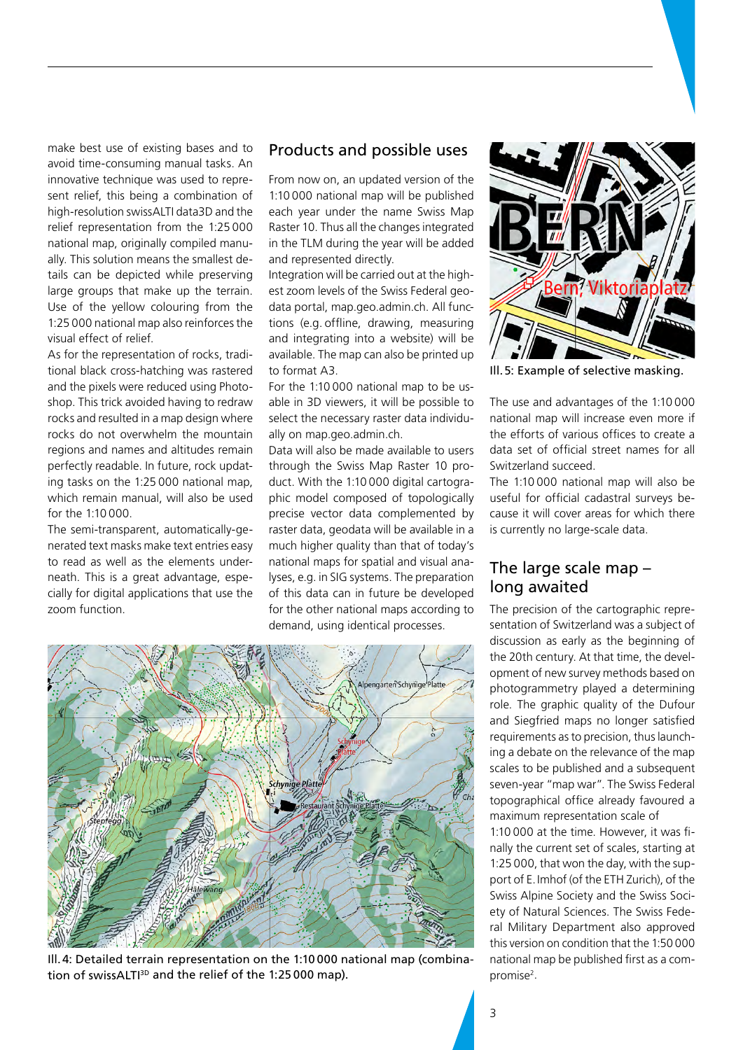make best use of existing bases and to avoid time-consuming manual tasks. An innovative technique was used to represent relief, this being a combination of high-resolution swissALTI data3D and the relief representation from the 1:25 000 national map, originally compiled manually. This solution means the smallest details can be depicted while preserving large groups that make up the terrain. Use of the yellow colouring from the 1:25 000 national map also reinforces the visual effect of relief.

As for the representation of rocks, traditional black cross-hatching was rastered and the pixels were reduced using Photoshop. This trick avoided having to redraw rocks and resulted in a map design where rocks do not overwhelm the mountain regions and names and altitudes remain perfectly readable. In future, rock updating tasks on the 1:25 000 national map, which remain manual, will also be used for the 1:10 000.

The semi-transparent, automatically-generated text masks make text entries easy to read as well as the elements underneath. This is a great advantage, especially for digital applications that use the zoom function.

## Products and possible uses

From now on, an updated version of the 1:10 000 national map will be published each year under the name Swiss Map Raster 10. Thus all the changes integrated in the TLM during the year will be added and represented directly.

Integration will be carried out at the highest zoom levels of the Swiss Federal geodata portal, map.geo.admin.ch. All functions (e.g. offline, drawing, measuring and integrating into a website) will be available. The map can also be printed up to format A3.

For the 1:10 000 national map to be usable in 3D viewers, it will be possible to select the necessary raster data individually on map.geo.admin.ch.

Data will also be made available to users through the Swiss Map Raster 10 product. With the 1:10 000 digital cartographic model composed of topologically precise vector data complemented by raster data, geodata will be available in a much higher quality than that of today's national maps for spatial and visual analyses, e.g. in SIG systems. The preparation of this data can in future be developed for the other national maps according to demand, using identical processes.

Ill. 4: Detailed terrain representation on the 1:10 000 national map (combination of swissALTI[3D] and the relief of the 1:25 000 map).

Ill. 5: Example of selective masking.

The use and advantages of the 1:10 000 national map will increase even more if the efforts of various offices to create a data set of official street names for all Switzerland succeed.

The 1:10 000 national map will also be useful for official cadastral surveys because it will cover areas for which there is currently no large-scale data.

## The large scale map – long awaited

The precision of the cartographic representation of Switzerland was a subject of discussion as early as the beginning of the 20th century. At that time, the development of new survey methods based on photogrammetry played a determining role. The graphic quality of the Dufour and Siegfried maps no longer satisfied requirements as to precision, thus launching a debate on the relevance of the map scales to be published and a subsequent seven-year "map war". The Swiss Federal topographical office already favoured a maximum representation scale of 1:10 000 at the time. However, it was finally the current set of scales, starting at 1:25 000, that won the day, with the support of E. Imhof (of the ETH Zurich), of the Swiss Alpine Society and the Swiss Society of Natural Sciences. The Swiss Federal Military Department also approved this version on condition that the 1:50 000 national map be published first as a compromise[2].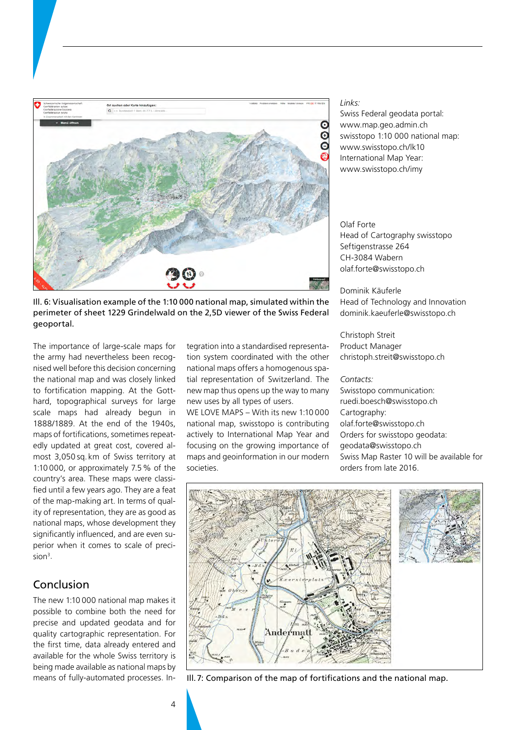Ill. 6: Visualisation example of the 1:10 000 national map, simulated within the perimeter of sheet 1229 Grindelwald on the 2,5D viewer of the Swiss Federal geoportal.

The importance of large-scale maps for the army had nevertheless been recognised well before this decision concerning the national map and was closely linked to fortification mapping. At the Gotthard, topographical surveys for large scale maps had already begun in 1888/1889. At the end of the 1940s, maps of fortifications, sometimes repeatedly updated at great cost, covered almost 3,050 sq. km of Swiss territory at 1:10 000, or approximately 7.5 % of the country's area. These maps were classified until a few years ago. They are a feat of the map-making art. In terms of quality of representation, they are as good as national maps, whose development they significantly influenced, and are even superior when it comes to scale of precision[3].

## Conclusion

The new 1:10 000 national map makes it possible to combine both the need for precise and updated geodata and for quality cartographic representation. For the first time, data already entered and available for the whole Swiss territory is being made available as national maps by means of fully-automated processes. Integration into a standardised representation system coordinated with the other national maps offers a homogenous spatial representation of Switzerland. The new map thus opens up the way to many new uses by all types of users.

WE LOVE MAPS – With its new 1:10 000 national map, swisstopo is contributing actively to International Map Year and focusing on the growing importance of maps and geoinformation in our modern societies.

*Links:*
Swiss Federal geodata portal:
www.map.geo.admin.ch
swisstopo 1:10 000 national map:
www.swisstopo.ch/lk10
International Map Year:
www.swisstopo.ch/imy

Olaf Forte
Head of Cartography swisstopo
Seftigenstrasse 264
CH-3084 Wabern
olaf.forte@swisstopo.ch

Dominik Käuferle
Head of Technology and Innovation
dominik.kaeuferle@swisstopo.ch

Christoph Streit
Product Manager
christoph.streit@swisstopo.ch

*Contacts:*
Swisstopo communication:
ruedi.boesch@swisstopo.ch
Cartography:
olaf.forte@swisstopo.ch
Orders for swisstopo geodata:
geodata@swisstopo.ch
Swiss Map Raster 10 will be available for orders from late 2016.

Ill. 7: Comparison of the map of fortifications and the national map.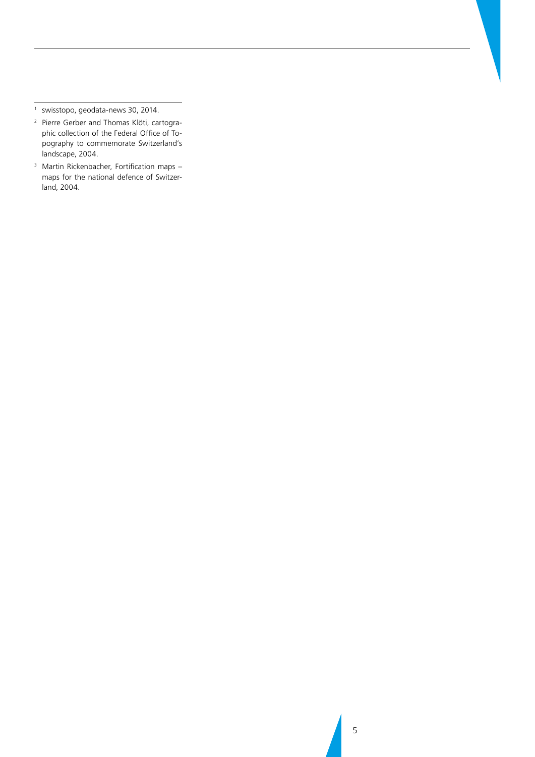[1] swisstopo, geodata-news 30, 2014.

[2] Pierre Gerber and Thomas Klöti, cartographic collection of the Federal Office of Topography to commemorate Switzerland's landscape, 2004.

[3] Martin Rickenbacher, Fortification maps – maps for the national defence of Switzerland, 2004.